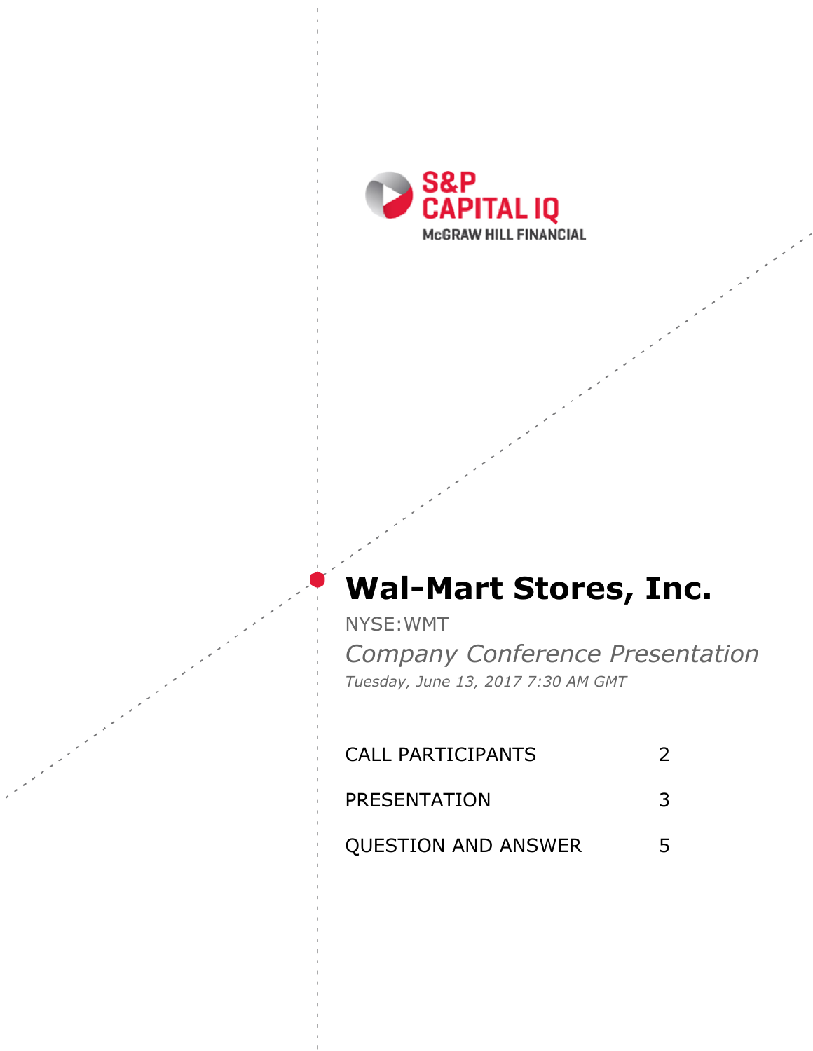S&P CAPITAL IQ
McGRAW HILL FINANCIAL

# Wal-Mart Stores, Inc.

NYSE:WMT

*Company Conference Presentation*

*Tuesday, June 13, 2017 7:30 AM GMT*

| | |
|---|---|
| CALL PARTICIPANTS | 2 |
| PRESENTATION | 3 |
| QUESTION AND ANSWER | 5 |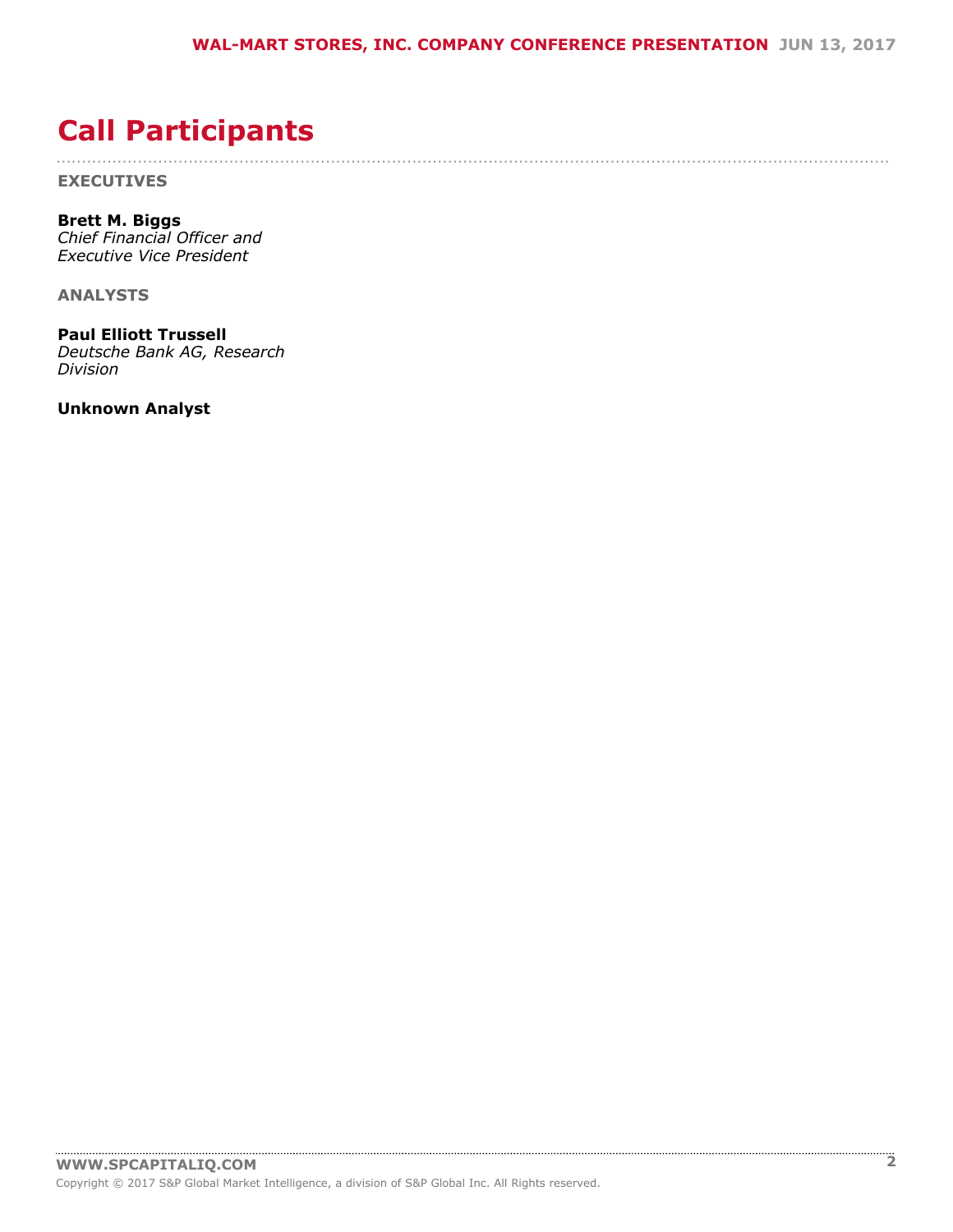# Call Participants

**EXECUTIVES**

**Brett M. Biggs**
*Chief Financial Officer and Executive Vice President*

**ANALYSTS**

**Paul Elliott Trussell**
*Deutsche Bank AG, Research Division*

**Unknown Analyst**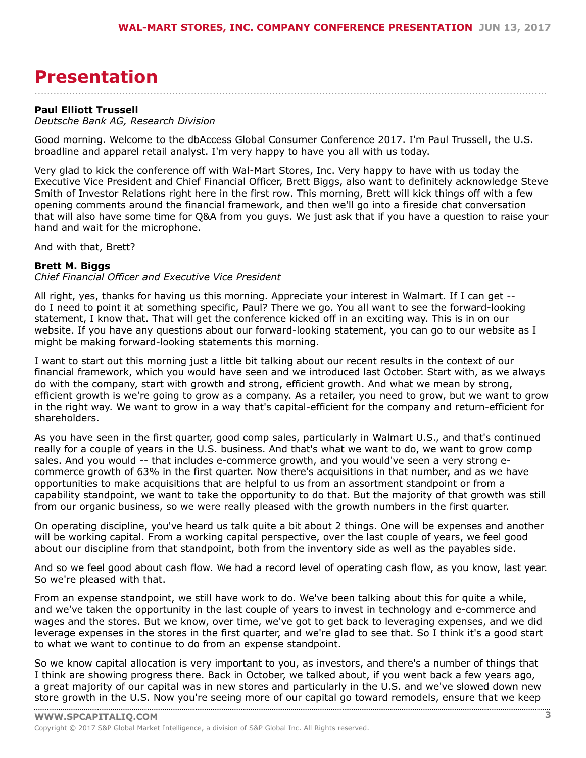# Presentation

**Paul Elliott Trussell**
*Deutsche Bank AG, Research Division*

Good morning. Welcome to the dbAccess Global Consumer Conference 2017. I'm Paul Trussell, the U.S. broadline and apparel retail analyst. I'm very happy to have you all with us today.

Very glad to kick the conference off with Wal-Mart Stores, Inc. Very happy to have with us today the Executive Vice President and Chief Financial Officer, Brett Biggs, also want to definitely acknowledge Steve Smith of Investor Relations right here in the first row. This morning, Brett will kick things off with a few opening comments around the financial framework, and then we'll go into a fireside chat conversation that will also have some time for Q&A from you guys. We just ask that if you have a question to raise your hand and wait for the microphone.

And with that, Brett?

**Brett M. Biggs**
*Chief Financial Officer and Executive Vice President*

All right, yes, thanks for having us this morning. Appreciate your interest in Walmart. If I can get -- do I need to point it at something specific, Paul? There we go. You all want to see the forward-looking statement, I know that. That will get the conference kicked off in an exciting way. This is in on our website. If you have any questions about our forward-looking statement, you can go to our website as I might be making forward-looking statements this morning.

I want to start out this morning just a little bit talking about our recent results in the context of our financial framework, which you would have seen and we introduced last October. Start with, as we always do with the company, start with growth and strong, efficient growth. And what we mean by strong, efficient growth is we're going to grow as a company. As a retailer, you need to grow, but we want to grow in the right way. We want to grow in a way that's capital-efficient for the company and return-efficient for shareholders.

As you have seen in the first quarter, good comp sales, particularly in Walmart U.S., and that's continued really for a couple of years in the U.S. business. And that's what we want to do, we want to grow comp sales. And you would -- that includes e-commerce growth, and you would've seen a very strong e-commerce growth of 63% in the first quarter. Now there's acquisitions in that number, and as we have opportunities to make acquisitions that are helpful to us from an assortment standpoint or from a capability standpoint, we want to take the opportunity to do that. But the majority of that growth was still from our organic business, so we were really pleased with the growth numbers in the first quarter.

On operating discipline, you've heard us talk quite a bit about 2 things. One will be expenses and another will be working capital. From a working capital perspective, over the last couple of years, we feel good about our discipline from that standpoint, both from the inventory side as well as the payables side.

And so we feel good about cash flow. We had a record level of operating cash flow, as you know, last year. So we're pleased with that.

From an expense standpoint, we still have work to do. We've been talking about this for quite a while, and we've taken the opportunity in the last couple of years to invest in technology and e-commerce and wages and the stores. But we know, over time, we've got to get back to leveraging expenses, and we did leverage expenses in the stores in the first quarter, and we're glad to see that. So I think it's a good start to what we want to continue to do from an expense standpoint.

So we know capital allocation is very important to you, as investors, and there's a number of things that I think are showing progress there. Back in October, we talked about, if you went back a few years ago, a great majority of our capital was in new stores and particularly in the U.S. and we've slowed down new store growth in the U.S. Now you're seeing more of our capital go toward remodels, ensure that we keep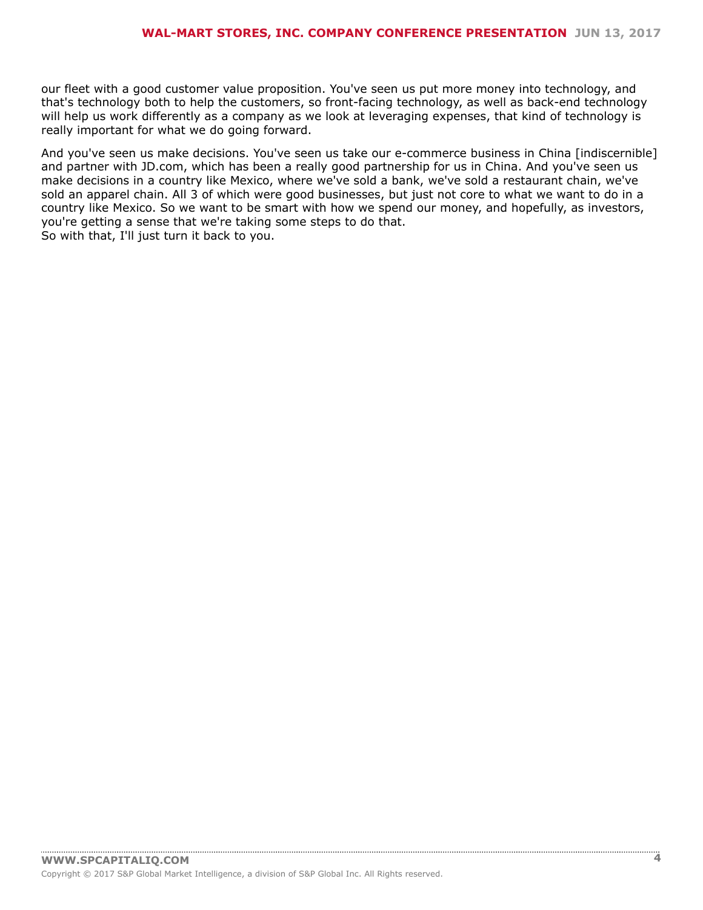our fleet with a good customer value proposition. You've seen us put more money into technology, and that's technology both to help the customers, so front-facing technology, as well as back-end technology will help us work differently as a company as we look at leveraging expenses, that kind of technology is really important for what we do going forward.

And you've seen us make decisions. You've seen us take our e-commerce business in China [indiscernible] and partner with JD.com, which has been a really good partnership for us in China. And you've seen us make decisions in a country like Mexico, where we've sold a bank, we've sold a restaurant chain, we've sold an apparel chain. All 3 of which were good businesses, but just not core to what we want to do in a country like Mexico. So we want to be smart with how we spend our money, and hopefully, as investors, you're getting a sense that we're taking some steps to do that.
So with that, I'll just turn it back to you.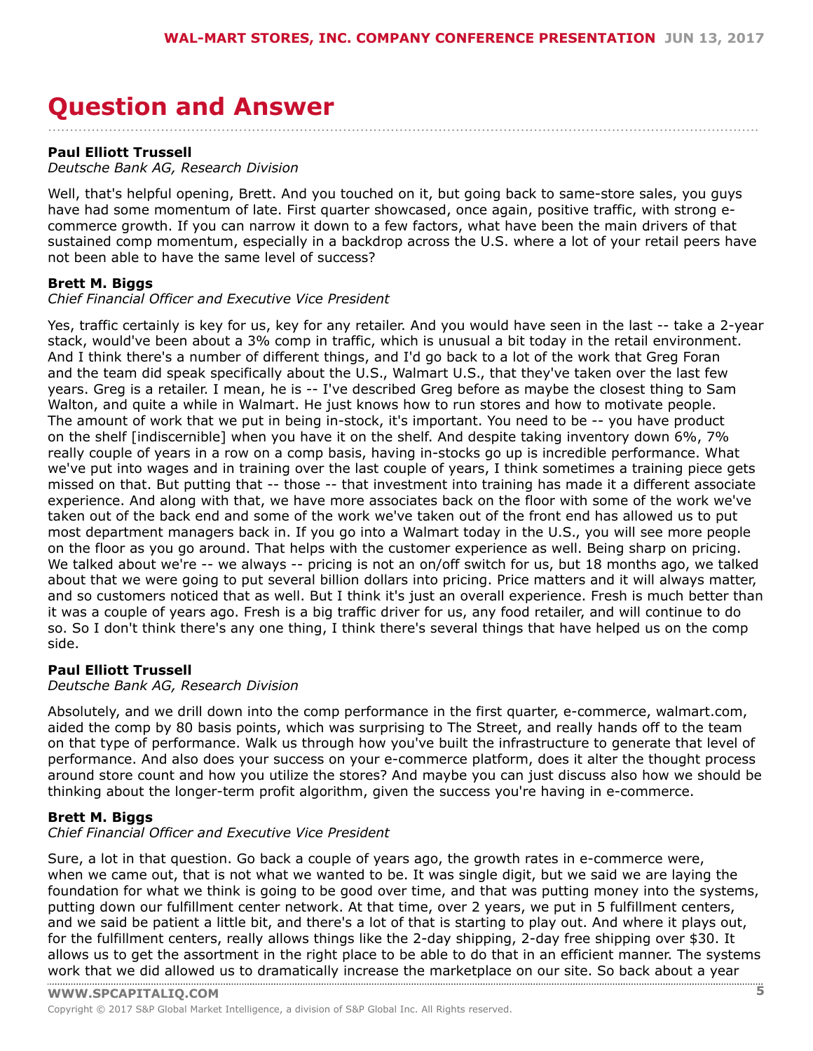# Question and Answer

**Paul Elliott Trussell**
*Deutsche Bank AG, Research Division*

Well, that's helpful opening, Brett. And you touched on it, but going back to same-store sales, you guys have had some momentum of late. First quarter showcased, once again, positive traffic, with strong e-commerce growth. If you can narrow it down to a few factors, what have been the main drivers of that sustained comp momentum, especially in a backdrop across the U.S. where a lot of your retail peers have not been able to have the same level of success?

**Brett M. Biggs**
*Chief Financial Officer and Executive Vice President*

Yes, traffic certainly is key for us, key for any retailer. And you would have seen in the last -- take a 2-year stack, would've been about a 3% comp in traffic, which is unusual a bit today in the retail environment. And I think there's a number of different things, and I'd go back to a lot of the work that Greg Foran and the team did speak specifically about the U.S., Walmart U.S., that they've taken over the last few years. Greg is a retailer. I mean, he is -- I've described Greg before as maybe the closest thing to Sam Walton, and quite a while in Walmart. He just knows how to run stores and how to motivate people. The amount of work that we put in being in-stock, it's important. You need to be -- you have product on the shelf [indiscernible] when you have it on the shelf. And despite taking inventory down 6%, 7% really couple of years in a row on a comp basis, having in-stocks go up is incredible performance. What we've put into wages and in training over the last couple of years, I think sometimes a training piece gets missed on that. But putting that -- those -- that investment into training has made it a different associate experience. And along with that, we have more associates back on the floor with some of the work we've taken out of the back end and some of the work we've taken out of the front end has allowed us to put most department managers back in. If you go into a Walmart today in the U.S., you will see more people on the floor as you go around. That helps with the customer experience as well. Being sharp on pricing. We talked about we're -- we always -- pricing is not an on/off switch for us, but 18 months ago, we talked about that we were going to put several billion dollars into pricing. Price matters and it will always matter, and so customers noticed that as well. But I think it's just an overall experience. Fresh is much better than it was a couple of years ago. Fresh is a big traffic driver for us, any food retailer, and will continue to do so. So I don't think there's any one thing, I think there's several things that have helped us on the comp side.

**Paul Elliott Trussell**
*Deutsche Bank AG, Research Division*

Absolutely, and we drill down into the comp performance in the first quarter, e-commerce, walmart.com, aided the comp by 80 basis points, which was surprising to The Street, and really hands off to the team on that type of performance. Walk us through how you've built the infrastructure to generate that level of performance. And also does your success on your e-commerce platform, does it alter the thought process around store count and how you utilize the stores? And maybe you can just discuss also how we should be thinking about the longer-term profit algorithm, given the success you're having in e-commerce.

**Brett M. Biggs**
*Chief Financial Officer and Executive Vice President*

Sure, a lot in that question. Go back a couple of years ago, the growth rates in e-commerce were, when we came out, that is not what we wanted to be. It was single digit, but we said we are laying the foundation for what we think is going to be good over time, and that was putting money into the systems, putting down our fulfillment center network. At that time, over 2 years, we put in 5 fulfillment centers, and we said be patient a little bit, and there's a lot of that is starting to play out. And where it plays out, for the fulfillment centers, really allows things like the 2-day shipping, 2-day free shipping over $30. It allows us to get the assortment in the right place to be able to do that in an efficient manner. The systems work that we did allowed us to dramatically increase the marketplace on our site. So back about a year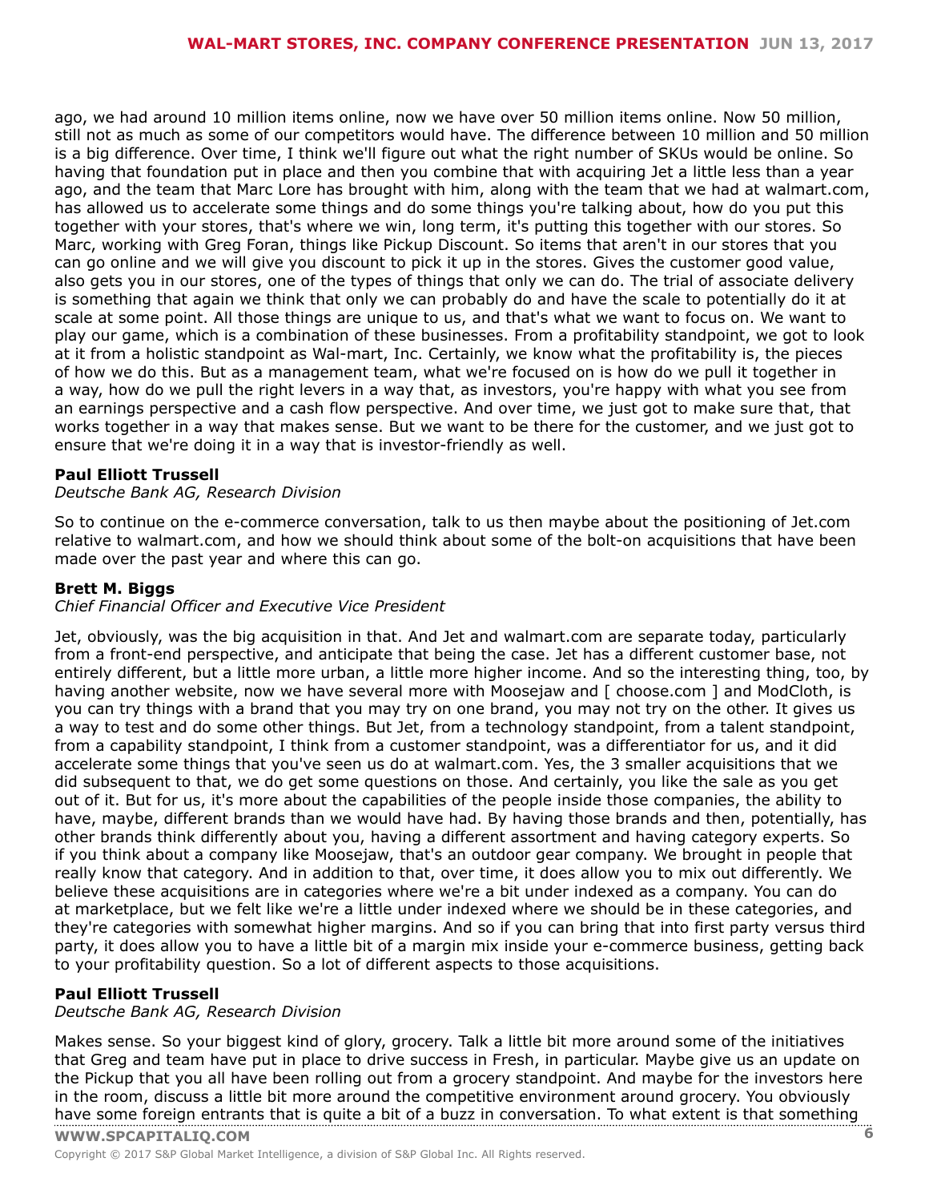ago, we had around 10 million items online, now we have over 50 million items online. Now 50 million, still not as much as some of our competitors would have. The difference between 10 million and 50 million is a big difference. Over time, I think we'll figure out what the right number of SKUs would be online. So having that foundation put in place and then you combine that with acquiring Jet a little less than a year ago, and the team that Marc Lore has brought with him, along with the team that we had at walmart.com, has allowed us to accelerate some things and do some things you're talking about, how do you put this together with your stores, that's where we win, long term, it's putting this together with our stores. So Marc, working with Greg Foran, things like Pickup Discount. So items that aren't in our stores that you can go online and we will give you discount to pick it up in the stores. Gives the customer good value, also gets you in our stores, one of the types of things that only we can do. The trial of associate delivery is something that again we think that only we can probably do and have the scale to potentially do it at scale at some point. All those things are unique to us, and that's what we want to focus on. We want to play our game, which is a combination of these businesses. From a profitability standpoint, we got to look at it from a holistic standpoint as Wal-mart, Inc. Certainly, we know what the profitability is, the pieces of how we do this. But as a management team, what we're focused on is how do we pull it together in a way, how do we pull the right levers in a way that, as investors, you're happy with what you see from an earnings perspective and a cash flow perspective. And over time, we just got to make sure that, that works together in a way that makes sense. But we want to be there for the customer, and we just got to ensure that we're doing it in a way that is investor-friendly as well.

**Paul Elliott Trussell**
*Deutsche Bank AG, Research Division*

So to continue on the e-commerce conversation, talk to us then maybe about the positioning of Jet.com relative to walmart.com, and how we should think about some of the bolt-on acquisitions that have been made over the past year and where this can go.

**Brett M. Biggs**
*Chief Financial Officer and Executive Vice President*

Jet, obviously, was the big acquisition in that. And Jet and walmart.com are separate today, particularly from a front-end perspective, and anticipate that being the case. Jet has a different customer base, not entirely different, but a little more urban, a little more higher income. And so the interesting thing, too, by having another website, now we have several more with Moosejaw and [ choose.com ] and ModCloth, is you can try things with a brand that you may try on one brand, you may not try on the other. It gives us a way to test and do some other things. But Jet, from a technology standpoint, from a talent standpoint, from a capability standpoint, I think from a customer standpoint, was a differentiator for us, and it did accelerate some things that you've seen us do at walmart.com. Yes, the 3 smaller acquisitions that we did subsequent to that, we do get some questions on those. And certainly, you like the sale as you get out of it. But for us, it's more about the capabilities of the people inside those companies, the ability to have, maybe, different brands than we would have had. By having those brands and then, potentially, has other brands think differently about you, having a different assortment and having category experts. So if you think about a company like Moosejaw, that's an outdoor gear company. We brought in people that really know that category. And in addition to that, over time, it does allow you to mix out differently. We believe these acquisitions are in categories where we're a bit under indexed as a company. You can do at marketplace, but we felt like we're a little under indexed where we should be in these categories, and they're categories with somewhat higher margins. And so if you can bring that into first party versus third party, it does allow you to have a little bit of a margin mix inside your e-commerce business, getting back to your profitability question. So a lot of different aspects to those acquisitions.

**Paul Elliott Trussell**
*Deutsche Bank AG, Research Division*

Makes sense. So your biggest kind of glory, grocery. Talk a little bit more around some of the initiatives that Greg and team have put in place to drive success in Fresh, in particular. Maybe give us an update on the Pickup that you all have been rolling out from a grocery standpoint. And maybe for the investors here in the room, discuss a little bit more around the competitive environment around grocery. You obviously have some foreign entrants that is quite a bit of a buzz in conversation. To what extent is that something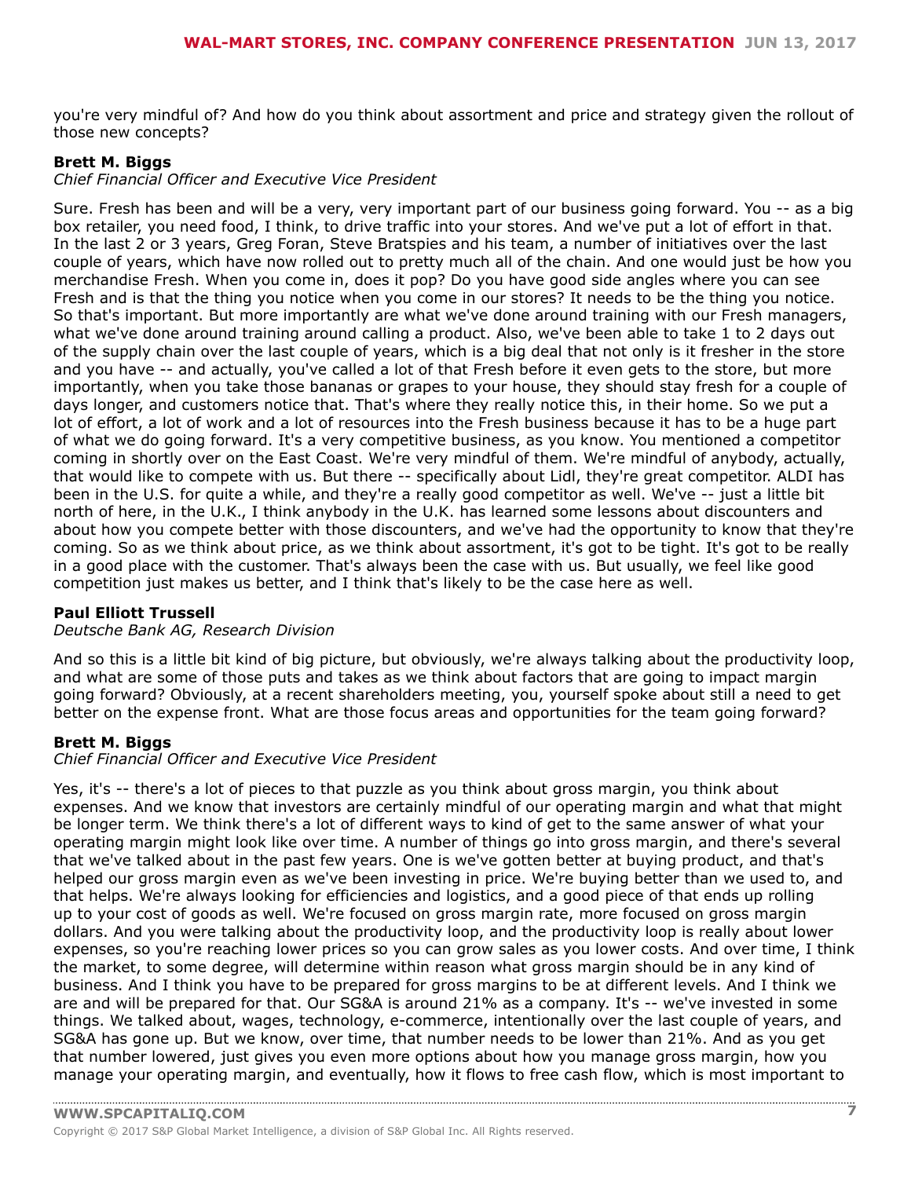you're very mindful of? And how do you think about assortment and price and strategy given the rollout of those new concepts?

**Brett M. Biggs**
*Chief Financial Officer and Executive Vice President*

Sure. Fresh has been and will be a very, very important part of our business going forward. You -- as a big box retailer, you need food, I think, to drive traffic into your stores. And we've put a lot of effort in that. In the last 2 or 3 years, Greg Foran, Steve Bratspies and his team, a number of initiatives over the last couple of years, which have now rolled out to pretty much all of the chain. And one would just be how you merchandise Fresh. When you come in, does it pop? Do you have good side angles where you can see Fresh and is that the thing you notice when you come in our stores? It needs to be the thing you notice. So that's important. But more importantly are what we've done around training with our Fresh managers, what we've done around training around calling a product. Also, we've been able to take 1 to 2 days out of the supply chain over the last couple of years, which is a big deal that not only is it fresher in the store and you have -- and actually, you've called a lot of that Fresh before it even gets to the store, but more importantly, when you take those bananas or grapes to your house, they should stay fresh for a couple of days longer, and customers notice that. That's where they really notice this, in their home. So we put a lot of effort, a lot of work and a lot of resources into the Fresh business because it has to be a huge part of what we do going forward. It's a very competitive business, as you know. You mentioned a competitor coming in shortly over on the East Coast. We're very mindful of them. We're mindful of anybody, actually, that would like to compete with us. But there -- specifically about Lidl, they're great competitor. ALDI has been in the U.S. for quite a while, and they're a really good competitor as well. We've -- just a little bit north of here, in the U.K., I think anybody in the U.K. has learned some lessons about discounters and about how you compete better with those discounters, and we've had the opportunity to know that they're coming. So as we think about price, as we think about assortment, it's got to be tight. It's got to be really in a good place with the customer. That's always been the case with us. But usually, we feel like good competition just makes us better, and I think that's likely to be the case here as well.

**Paul Elliott Trussell**
*Deutsche Bank AG, Research Division*

And so this is a little bit kind of big picture, but obviously, we're always talking about the productivity loop, and what are some of those puts and takes as we think about factors that are going to impact margin going forward? Obviously, at a recent shareholders meeting, you, yourself spoke about still a need to get better on the expense front. What are those focus areas and opportunities for the team going forward?

**Brett M. Biggs**
*Chief Financial Officer and Executive Vice President*

Yes, it's -- there's a lot of pieces to that puzzle as you think about gross margin, you think about expenses. And we know that investors are certainly mindful of our operating margin and what that might be longer term. We think there's a lot of different ways to kind of get to the same answer of what your operating margin might look like over time. A number of things go into gross margin, and there's several that we've talked about in the past few years. One is we've gotten better at buying product, and that's helped our gross margin even as we've been investing in price. We're buying better than we used to, and that helps. We're always looking for efficiencies and logistics, and a good piece of that ends up rolling up to your cost of goods as well. We're focused on gross margin rate, more focused on gross margin dollars. And you were talking about the productivity loop, and the productivity loop is really about lower expenses, so you're reaching lower prices so you can grow sales as you lower costs. And over time, I think the market, to some degree, will determine within reason what gross margin should be in any kind of business. And I think you have to be prepared for gross margins to be at different levels. And I think we are and will be prepared for that. Our SG&A is around 21% as a company. It's -- we've invested in some things. We talked about, wages, technology, e-commerce, intentionally over the last couple of years, and SG&A has gone up. But we know, over time, that number needs to be lower than 21%. And as you get that number lowered, just gives you even more options about how you manage gross margin, how you manage your operating margin, and eventually, how it flows to free cash flow, which is most important to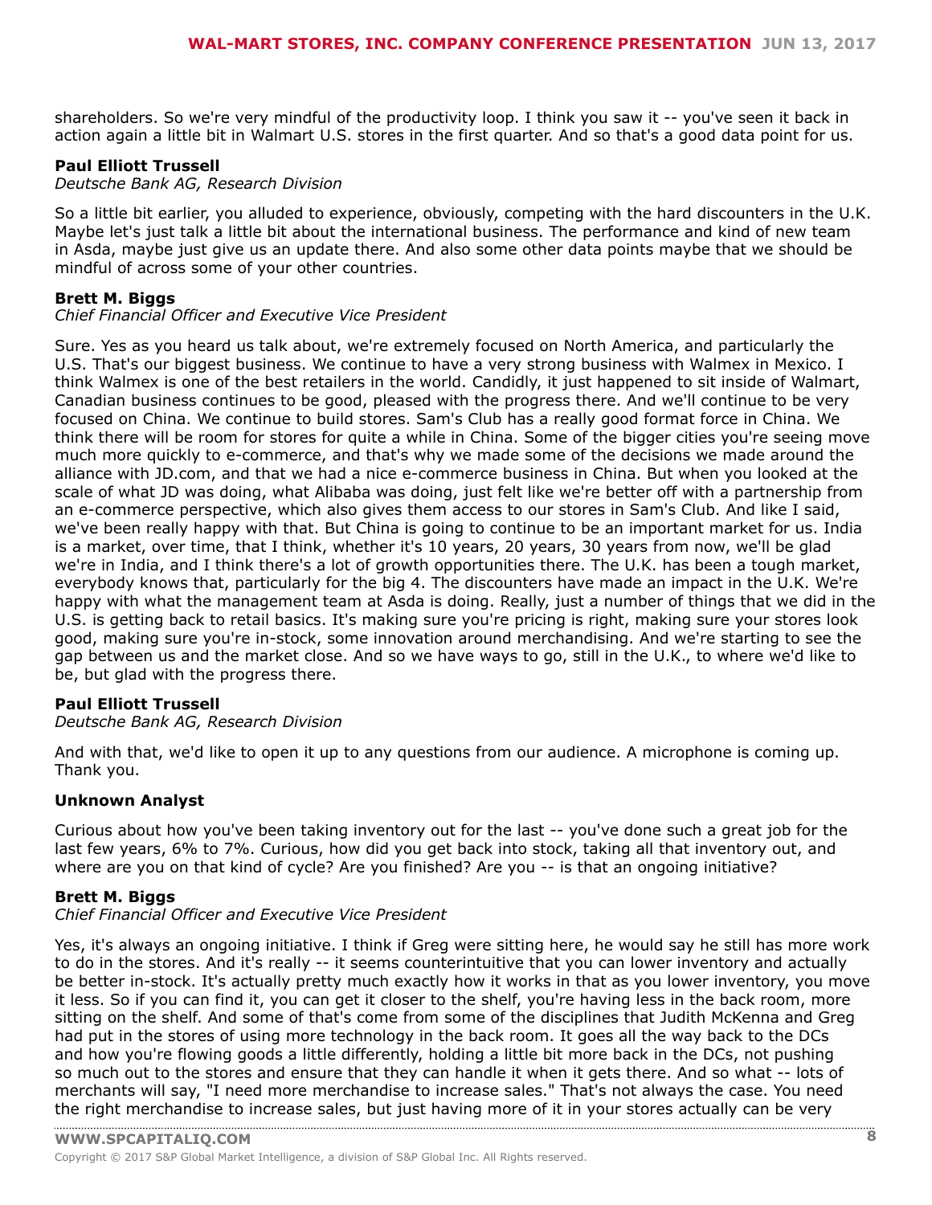shareholders. So we're very mindful of the productivity loop. I think you saw it -- you've seen it back in action again a little bit in Walmart U.S. stores in the first quarter. And so that's a good data point for us.

**Paul Elliott Trussell**
*Deutsche Bank AG, Research Division*

So a little bit earlier, you alluded to experience, obviously, competing with the hard discounters in the U.K. Maybe let's just talk a little bit about the international business. The performance and kind of new team in Asda, maybe just give us an update there. And also some other data points maybe that we should be mindful of across some of your other countries.

**Brett M. Biggs**
*Chief Financial Officer and Executive Vice President*

Sure. Yes as you heard us talk about, we're extremely focused on North America, and particularly the U.S. That's our biggest business. We continue to have a very strong business with Walmex in Mexico. I think Walmex is one of the best retailers in the world. Candidly, it just happened to sit inside of Walmart, Canadian business continues to be good, pleased with the progress there. And we'll continue to be very focused on China. We continue to build stores. Sam's Club has a really good format force in China. We think there will be room for stores for quite a while in China. Some of the bigger cities you're seeing move much more quickly to e-commerce, and that's why we made some of the decisions we made around the alliance with JD.com, and that we had a nice e-commerce business in China. But when you looked at the scale of what JD was doing, what Alibaba was doing, just felt like we're better off with a partnership from an e-commerce perspective, which also gives them access to our stores in Sam's Club. And like I said, we've been really happy with that. But China is going to continue to be an important market for us. India is a market, over time, that I think, whether it's 10 years, 20 years, 30 years from now, we'll be glad we're in India, and I think there's a lot of growth opportunities there. The U.K. has been a tough market, everybody knows that, particularly for the big 4. The discounters have made an impact in the U.K. We're happy with what the management team at Asda is doing. Really, just a number of things that we did in the U.S. is getting back to retail basics. It's making sure you're pricing is right, making sure your stores look good, making sure you're in-stock, some innovation around merchandising. And we're starting to see the gap between us and the market close. And so we have ways to go, still in the U.K., to where we'd like to be, but glad with the progress there.

**Paul Elliott Trussell**
*Deutsche Bank AG, Research Division*

And with that, we'd like to open it up to any questions from our audience. A microphone is coming up. Thank you.

**Unknown Analyst**

Curious about how you've been taking inventory out for the last -- you've done such a great job for the last few years, 6% to 7%. Curious, how did you get back into stock, taking all that inventory out, and where are you on that kind of cycle? Are you finished? Are you -- is that an ongoing initiative?

**Brett M. Biggs**
*Chief Financial Officer and Executive Vice President*

Yes, it's always an ongoing initiative. I think if Greg were sitting here, he would say he still has more work to do in the stores. And it's really -- it seems counterintuitive that you can lower inventory and actually be better in-stock. It's actually pretty much exactly how it works in that as you lower inventory, you move it less. So if you can find it, you can get it closer to the shelf, you're having less in the back room, more sitting on the shelf. And some of that's come from some of the disciplines that Judith McKenna and Greg had put in the stores of using more technology in the back room. It goes all the way back to the DCs and how you're flowing goods a little differently, holding a little bit more back in the DCs, not pushing so much out to the stores and ensure that they can handle it when it gets there. And so what -- lots of merchants will say, "I need more merchandise to increase sales." That's not always the case. You need the right merchandise to increase sales, but just having more of it in your stores actually can be very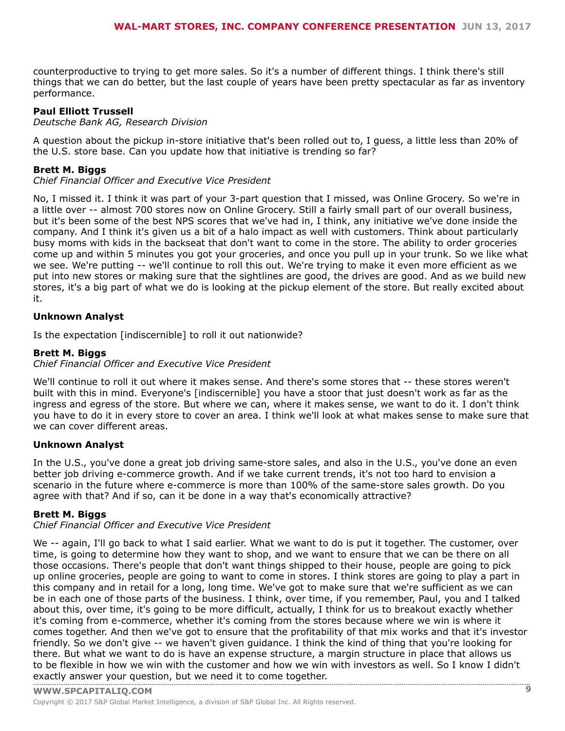counterproductive to trying to get more sales. So it's a number of different things. I think there's still things that we can do better, but the last couple of years have been pretty spectacular as far as inventory performance.

**Paul Elliott Trussell**
*Deutsche Bank AG, Research Division*

A question about the pickup in-store initiative that's been rolled out to, I guess, a little less than 20% of the U.S. store base. Can you update how that initiative is trending so far?

**Brett M. Biggs**
*Chief Financial Officer and Executive Vice President*

No, I missed it. I think it was part of your 3-part question that I missed, was Online Grocery. So we're in a little over -- almost 700 stores now on Online Grocery. Still a fairly small part of our overall business, but it's been some of the best NPS scores that we've had in, I think, any initiative we've done inside the company. And I think it's given us a bit of a halo impact as well with customers. Think about particularly busy moms with kids in the backseat that don't want to come in the store. The ability to order groceries come up and within 5 minutes you got your groceries, and once you pull up in your trunk. So we like what we see. We're putting -- we'll continue to roll this out. We're trying to make it even more efficient as we put into new stores or making sure that the sightlines are good, the drives are good. And as we build new stores, it's a big part of what we do is looking at the pickup element of the store. But really excited about it.

**Unknown Analyst**

Is the expectation [indiscernible] to roll it out nationwide?

**Brett M. Biggs**
*Chief Financial Officer and Executive Vice President*

We'll continue to roll it out where it makes sense. And there's some stores that -- these stores weren't built with this in mind. Everyone's [indiscernible] you have a stoor that just doesn't work as far as the ingress and egress of the store. But where we can, where it makes sense, we want to do it. I don't think you have to do it in every store to cover an area. I think we'll look at what makes sense to make sure that we can cover different areas.

**Unknown Analyst**

In the U.S., you've done a great job driving same-store sales, and also in the U.S., you've done an even better job driving e-commerce growth. And if we take current trends, it's not too hard to envision a scenario in the future where e-commerce is more than 100% of the same-store sales growth. Do you agree with that? And if so, can it be done in a way that's economically attractive?

**Brett M. Biggs**
*Chief Financial Officer and Executive Vice President*

We -- again, I'll go back to what I said earlier. What we want to do is put it together. The customer, over time, is going to determine how they want to shop, and we want to ensure that we can be there on all those occasions. There's people that don't want things shipped to their house, people are going to pick up online groceries, people are going to want to come in stores. I think stores are going to play a part in this company and in retail for a long, long time. We've got to make sure that we're sufficient as we can be in each one of those parts of the business. I think, over time, if you remember, Paul, you and I talked about this, over time, it's going to be more difficult, actually, I think for us to breakout exactly whether it's coming from e-commerce, whether it's coming from the stores because where we win is where it comes together. And then we've got to ensure that the profitability of that mix works and that it's investor friendly. So we don't give -- we haven't given guidance. I think the kind of thing that you're looking for there. But what we want to do is have an expense structure, a margin structure in place that allows us to be flexible in how we win with the customer and how we win with investors as well. So I know I didn't exactly answer your question, but we need it to come together.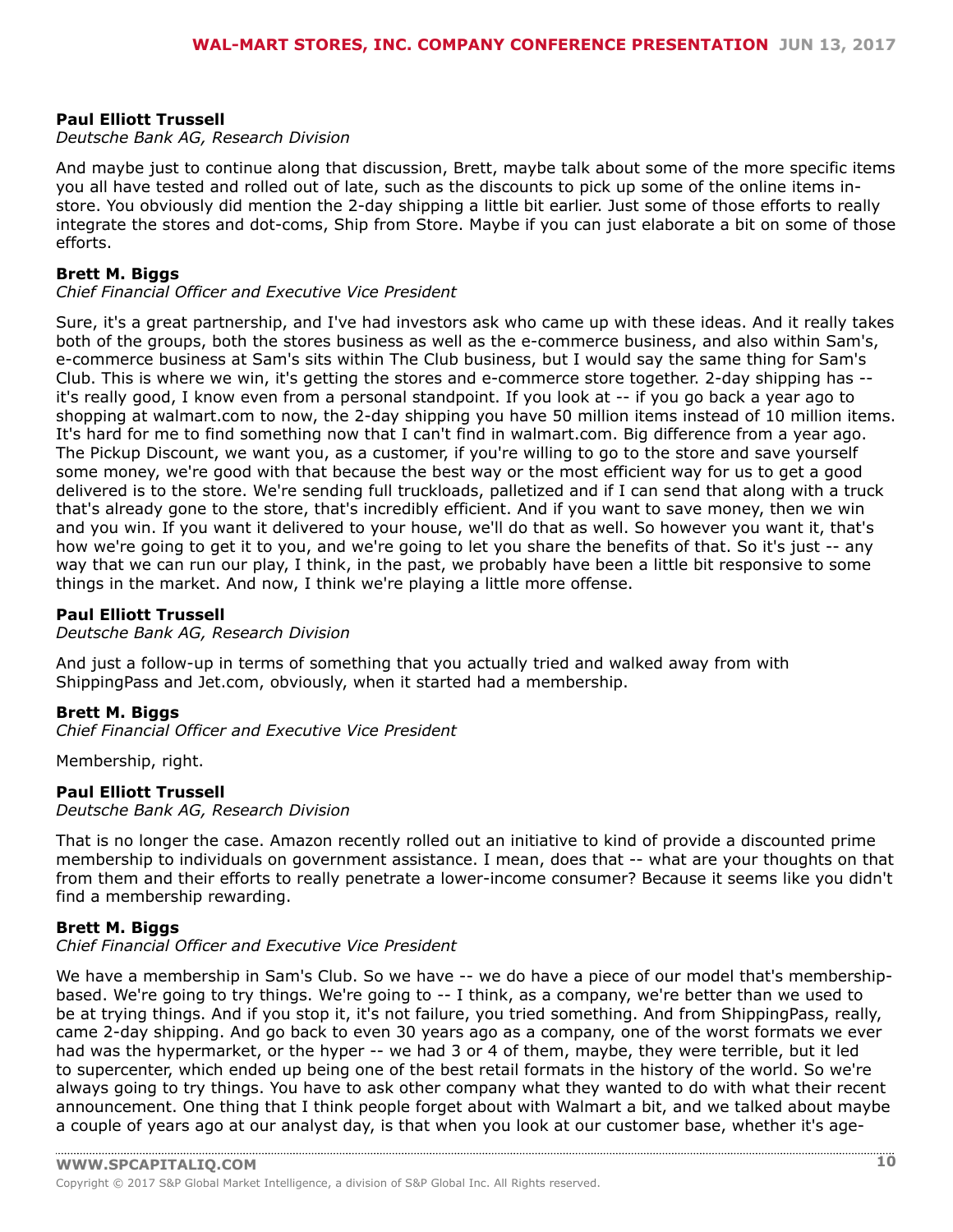**Paul Elliott Trussell**
*Deutsche Bank AG, Research Division*

And maybe just to continue along that discussion, Brett, maybe talk about some of the more specific items you all have tested and rolled out of late, such as the discounts to pick up some of the online items in-store. You obviously did mention the 2-day shipping a little bit earlier. Just some of those efforts to really integrate the stores and dot-coms, Ship from Store. Maybe if you can just elaborate a bit on some of those efforts.

**Brett M. Biggs**
*Chief Financial Officer and Executive Vice President*

Sure, it's a great partnership, and I've had investors ask who came up with these ideas. And it really takes both of the groups, both the stores business as well as the e-commerce business, and also within Sam's, e-commerce business at Sam's sits within The Club business, but I would say the same thing for Sam's Club. This is where we win, it's getting the stores and e-commerce store together. 2-day shipping has -- it's really good, I know even from a personal standpoint. If you look at -- if you go back a year ago to shopping at walmart.com to now, the 2-day shipping you have 50 million items instead of 10 million items. It's hard for me to find something now that I can't find in walmart.com. Big difference from a year ago. The Pickup Discount, we want you, as a customer, if you're willing to go to the store and save yourself some money, we're good with that because the best way or the most efficient way for us to get a good delivered is to the store. We're sending full truckloads, palletized and if I can send that along with a truck that's already gone to the store, that's incredibly efficient. And if you want to save money, then we win and you win. If you want it delivered to your house, we'll do that as well. So however you want it, that's how we're going to get it to you, and we're going to let you share the benefits of that. So it's just -- any way that we can run our play, I think, in the past, we probably have been a little bit responsive to some things in the market. And now, I think we're playing a little more offense.

**Paul Elliott Trussell**
*Deutsche Bank AG, Research Division*

And just a follow-up in terms of something that you actually tried and walked away from with ShippingPass and Jet.com, obviously, when it started had a membership.

**Brett M. Biggs**
*Chief Financial Officer and Executive Vice President*

Membership, right.

**Paul Elliott Trussell**
*Deutsche Bank AG, Research Division*

That is no longer the case. Amazon recently rolled out an initiative to kind of provide a discounted prime membership to individuals on government assistance. I mean, does that -- what are your thoughts on that from them and their efforts to really penetrate a lower-income consumer? Because it seems like you didn't find a membership rewarding.

**Brett M. Biggs**
*Chief Financial Officer and Executive Vice President*

We have a membership in Sam's Club. So we have -- we do have a piece of our model that's membership-based. We're going to try things. We're going to -- I think, as a company, we're better than we used to be at trying things. And if you stop it, it's not failure, you tried something. And from ShippingPass, really, came 2-day shipping. And go back to even 30 years ago as a company, one of the worst formats we ever had was the hypermarket, or the hyper -- we had 3 or 4 of them, maybe, they were terrible, but it led to supercenter, which ended up being one of the best retail formats in the history of the world. So we're always going to try things. You have to ask other company what they wanted to do with what their recent announcement. One thing that I think people forget about with Walmart a bit, and we talked about maybe a couple of years ago at our analyst day, is that when you look at our customer base, whether it's age-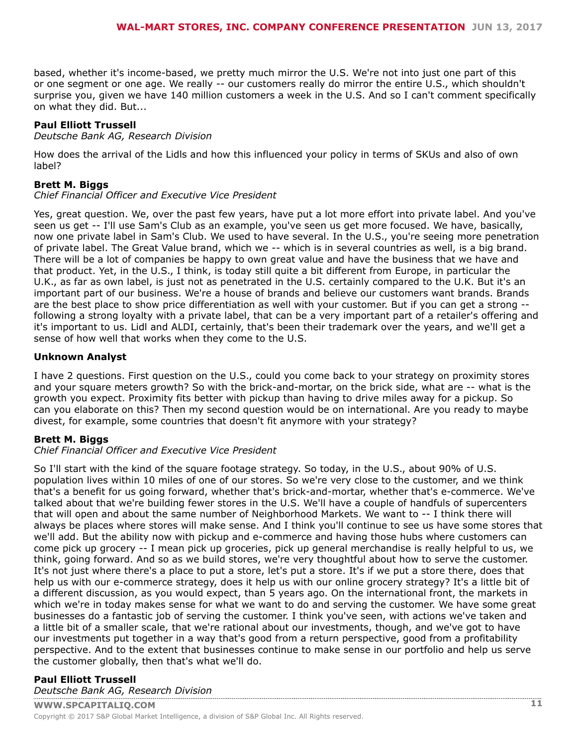based, whether it's income-based, we pretty much mirror the U.S. We're not into just one part of this or one segment or one age. We really -- our customers really do mirror the entire U.S., which shouldn't surprise you, given we have 140 million customers a week in the U.S. And so I can't comment specifically on what they did. But...

**Paul Elliott Trussell**
*Deutsche Bank AG, Research Division*

How does the arrival of the Lidls and how this influenced your policy in terms of SKUs and also of own label?

**Brett M. Biggs**
*Chief Financial Officer and Executive Vice President*

Yes, great question. We, over the past few years, have put a lot more effort into private label. And you've seen us get -- I'll use Sam's Club as an example, you've seen us get more focused. We have, basically, now one private label in Sam's Club. We used to have several. In the U.S., you're seeing more penetration of private label. The Great Value brand, which we -- which is in several countries as well, is a big brand. There will be a lot of companies be happy to own great value and have the business that we have and that product. Yet, in the U.S., I think, is today still quite a bit different from Europe, in particular the U.K., as far as own label, is just not as penetrated in the U.S. certainly compared to the U.K. But it's an important part of our business. We're a house of brands and believe our customers want brands. Brands are the best place to show price differentiation as well with your customer. But if you can get a strong -- following a strong loyalty with a private label, that can be a very important part of a retailer's offering and it's important to us. Lidl and ALDI, certainly, that's been their trademark over the years, and we'll get a sense of how well that works when they come to the U.S.

**Unknown Analyst**

I have 2 questions. First question on the U.S., could you come back to your strategy on proximity stores and your square meters growth? So with the brick-and-mortar, on the brick side, what are -- what is the growth you expect. Proximity fits better with pickup than having to drive miles away for a pickup. So can you elaborate on this? Then my second question would be on international. Are you ready to maybe divest, for example, some countries that doesn't fit anymore with your strategy?

**Brett M. Biggs**
*Chief Financial Officer and Executive Vice President*

So I'll start with the kind of the square footage strategy. So today, in the U.S., about 90% of U.S. population lives within 10 miles of one of our stores. So we're very close to the customer, and we think that's a benefit for us going forward, whether that's brick-and-mortar, whether that's e-commerce. We've talked about that we're building fewer stores in the U.S. We'll have a couple of handfuls of supercenters that will open and about the same number of Neighborhood Markets. We want to -- I think there will always be places where stores will make sense. And I think you'll continue to see us have some stores that we'll add. But the ability now with pickup and e-commerce and having those hubs where customers can come pick up grocery -- I mean pick up groceries, pick up general merchandise is really helpful to us, we think, going forward. And so as we build stores, we're very thoughtful about how to serve the customer. It's not just where there's a place to put a store, let's put a store. It's if we put a store there, does that help us with our e-commerce strategy, does it help us with our online grocery strategy? It's a little bit of a different discussion, as you would expect, than 5 years ago. On the international front, the markets in which we're in today makes sense for what we want to do and serving the customer. We have some great businesses do a fantastic job of serving the customer. I think you've seen, with actions we've taken and a little bit of a smaller scale, that we're rational about our investments, though, and we've got to have our investments put together in a way that's good from a return perspective, good from a profitability perspective. And to the extent that businesses continue to make sense in our portfolio and help us serve the customer globally, then that's what we'll do.

**Paul Elliott Trussell**
*Deutsche Bank AG, Research Division*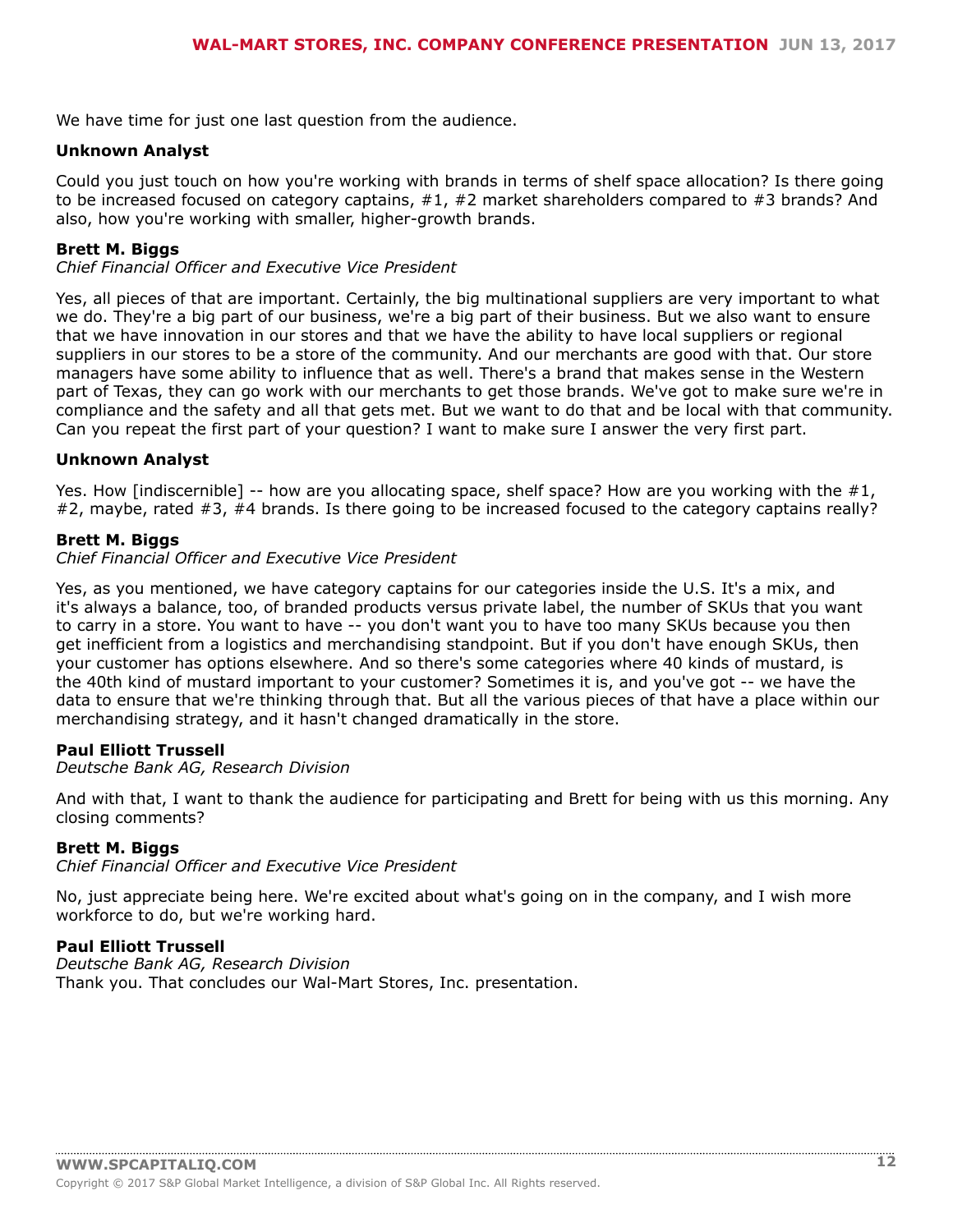We have time for just one last question from the audience.

**Unknown Analyst**

Could you just touch on how you're working with brands in terms of shelf space allocation? Is there going to be increased focused on category captains, #1, #2 market shareholders compared to #3 brands? And also, how you're working with smaller, higher-growth brands.

**Brett M. Biggs**
*Chief Financial Officer and Executive Vice President*

Yes, all pieces of that are important. Certainly, the big multinational suppliers are very important to what we do. They're a big part of our business, we're a big part of their business. But we also want to ensure that we have innovation in our stores and that we have the ability to have local suppliers or regional suppliers in our stores to be a store of the community. And our merchants are good with that. Our store managers have some ability to influence that as well. There's a brand that makes sense in the Western part of Texas, they can go work with our merchants to get those brands. We've got to make sure we're in compliance and the safety and all that gets met. But we want to do that and be local with that community. Can you repeat the first part of your question? I want to make sure I answer the very first part.

**Unknown Analyst**

Yes. How [indiscernible] -- how are you allocating space, shelf space? How are you working with the #1, #2, maybe, rated #3, #4 brands. Is there going to be increased focused to the category captains really?

**Brett M. Biggs**
*Chief Financial Officer and Executive Vice President*

Yes, as you mentioned, we have category captains for our categories inside the U.S. It's a mix, and it's always a balance, too, of branded products versus private label, the number of SKUs that you want to carry in a store. You want to have -- you don't want you to have too many SKUs because you then get inefficient from a logistics and merchandising standpoint. But if you don't have enough SKUs, then your customer has options elsewhere. And so there's some categories where 40 kinds of mustard, is the 40th kind of mustard important to your customer? Sometimes it is, and you've got -- we have the data to ensure that we're thinking through that. But all the various pieces of that have a place within our merchandising strategy, and it hasn't changed dramatically in the store.

**Paul Elliott Trussell**
*Deutsche Bank AG, Research Division*

And with that, I want to thank the audience for participating and Brett for being with us this morning. Any closing comments?

**Brett M. Biggs**
*Chief Financial Officer and Executive Vice President*

No, just appreciate being here. We're excited about what's going on in the company, and I wish more workforce to do, but we're working hard.

**Paul Elliott Trussell**
*Deutsche Bank AG, Research Division*
Thank you. That concludes our Wal-Mart Stores, Inc. presentation.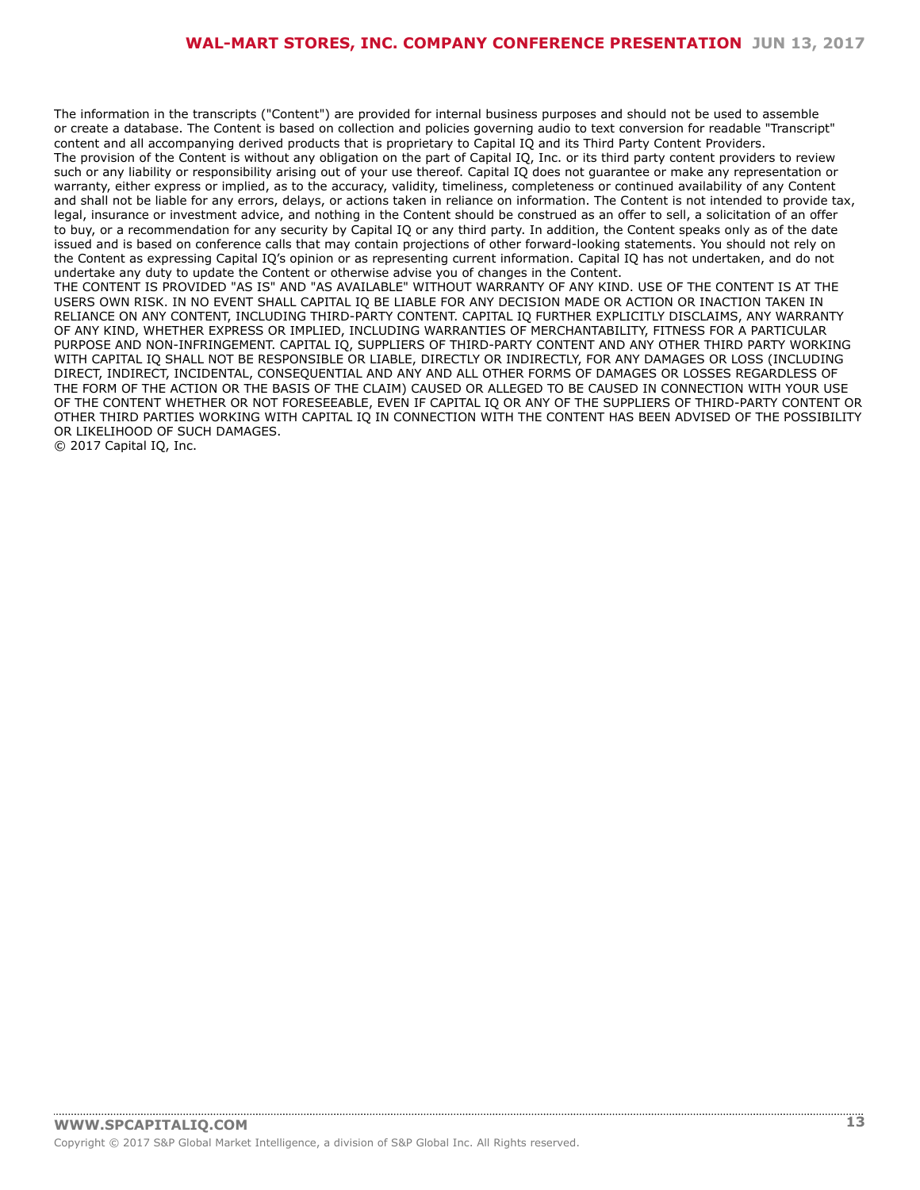The information in the transcripts ("Content") are provided for internal business purposes and should not be used to assemble or create a database. The Content is based on collection and policies governing audio to text conversion for readable "Transcript" content and all accompanying derived products that is proprietary to Capital IQ and its Third Party Content Providers.

The provision of the Content is without any obligation on the part of Capital IQ, Inc. or its third party content providers to review such or any liability or responsibility arising out of your use thereof. Capital IQ does not guarantee or make any representation or warranty, either express or implied, as to the accuracy, validity, timeliness, completeness or continued availability of any Content and shall not be liable for any errors, delays, or actions taken in reliance on information. The Content is not intended to provide tax, legal, insurance or investment advice, and nothing in the Content should be construed as an offer to sell, a solicitation of an offer to buy, or a recommendation for any security by Capital IQ or any third party. In addition, the Content speaks only as of the date issued and is based on conference calls that may contain projections of other forward-looking statements. You should not rely on the Content as expressing Capital IQ's opinion or as representing current information. Capital IQ has not undertaken, and do not undertake any duty to update the Content or otherwise advise you of changes in the Content.

THE CONTENT IS PROVIDED "AS IS" AND "AS AVAILABLE" WITHOUT WARRANTY OF ANY KIND. USE OF THE CONTENT IS AT THE USERS OWN RISK. IN NO EVENT SHALL CAPITAL IQ BE LIABLE FOR ANY DECISION MADE OR ACTION OR INACTION TAKEN IN RELIANCE ON ANY CONTENT, INCLUDING THIRD-PARTY CONTENT. CAPITAL IQ FURTHER EXPLICITLY DISCLAIMS, ANY WARRANTY OF ANY KIND, WHETHER EXPRESS OR IMPLIED, INCLUDING WARRANTIES OF MERCHANTABILITY, FITNESS FOR A PARTICULAR PURPOSE AND NON-INFRINGEMENT. CAPITAL IQ, SUPPLIERS OF THIRD-PARTY CONTENT AND ANY OTHER THIRD PARTY WORKING WITH CAPITAL IQ SHALL NOT BE RESPONSIBLE OR LIABLE, DIRECTLY OR INDIRECTLY, FOR ANY DAMAGES OR LOSS (INCLUDING DIRECT, INDIRECT, INCIDENTAL, CONSEQUENTIAL AND ANY AND ALL OTHER FORMS OF DAMAGES OR LOSSES REGARDLESS OF THE FORM OF THE ACTION OR THE BASIS OF THE CLAIM) CAUSED OR ALLEGED TO BE CAUSED IN CONNECTION WITH YOUR USE OF THE CONTENT WHETHER OR NOT FORESEEABLE, EVEN IF CAPITAL IQ OR ANY OF THE SUPPLIERS OF THIRD-PARTY CONTENT OR OTHER THIRD PARTIES WORKING WITH CAPITAL IQ IN CONNECTION WITH THE CONTENT HAS BEEN ADVISED OF THE POSSIBILITY OR LIKELIHOOD OF SUCH DAMAGES.

© 2017 Capital IQ, Inc.